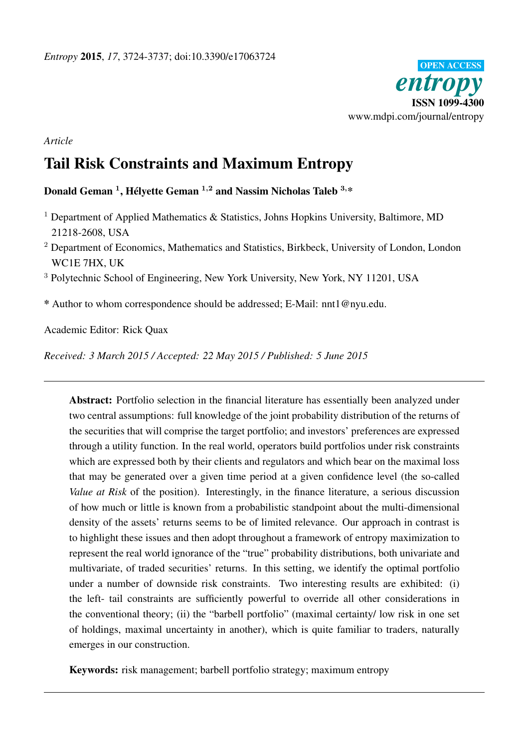*Article*

# Tail Risk Constraints and Maximum Entropy

**Donald Geman [1], Hélyette Geman [1,2] and Nassim Nicholas Taleb [3,*]**

[1] Department of Applied Mathematics & Statistics, Johns Hopkins University, Baltimore, MD 21218-2608, USA

[2] Department of Economics, Mathematics and Statistics, Birkbeck, University of London, London WC1E 7HX, UK

[3] Polytechnic School of Engineering, New York University, New York, NY 11201, USA

* Author to whom correspondence should be addressed; E-Mail: nnt1@nyu.edu.

Academic Editor: Rick Quax

*Received: 3 March 2015 / Accepted: 22 May 2015 / Published: 5 June 2015*

---

**Abstract:** Portfolio selection in the financial literature has essentially been analyzed under two central assumptions: full knowledge of the joint probability distribution of the returns of the securities that will comprise the target portfolio; and investors' preferences are expressed through a utility function. In the real world, operators build portfolios under risk constraints which are expressed both by their clients and regulators and which bear on the maximal loss that may be generated over a given time period at a given confidence level (the so-called *Value at Risk* of the position). Interestingly, in the finance literature, a serious discussion of how much or little is known from a probabilistic standpoint about the multi-dimensional density of the assets' returns seems to be of limited relevance. Our approach in contrast is to highlight these issues and then adopt throughout a framework of entropy maximization to represent the real world ignorance of the "true" probability distributions, both univariate and multivariate, of traded securities' returns. In this setting, we identify the optimal portfolio under a number of downside risk constraints. Two interesting results are exhibited: (i) the left- tail constraints are sufficiently powerful to override all other considerations in the conventional theory; (ii) the "barbell portfolio" (maximal certainty/ low risk in one set of holdings, maximal uncertainty in another), which is quite familiar to traders, naturally emerges in our construction.

**Keywords:** risk management; barbell portfolio strategy; maximum entropy

---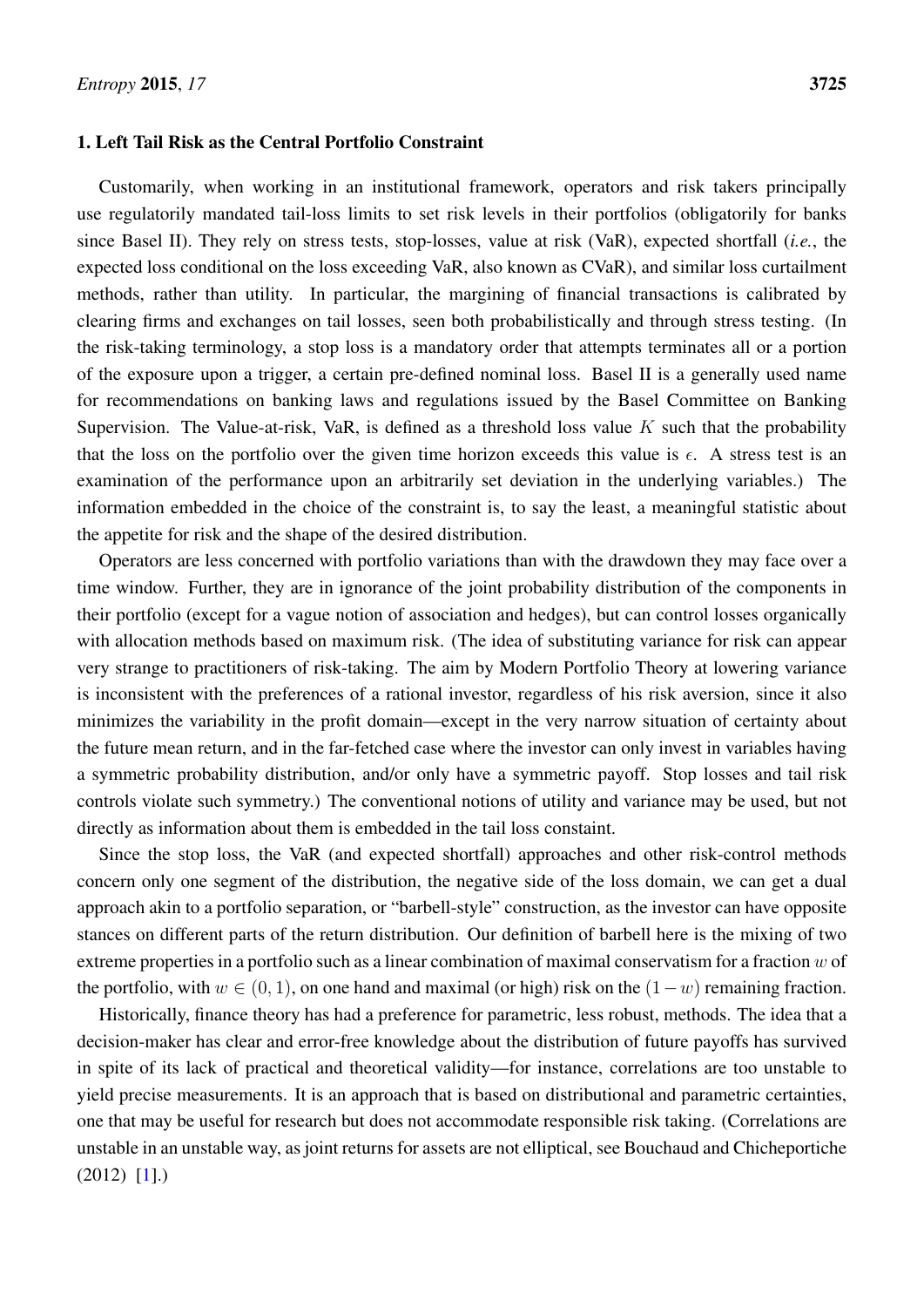## 1. Left Tail Risk as the Central Portfolio Constraint

Customarily, when working in an institutional framework, operators and risk takers principally use regulatorily mandated tail-loss limits to set risk levels in their portfolios (obligatorily for banks since Basel II). They rely on stress tests, stop-losses, value at risk (VaR), expected shortfall (*i.e.*, the expected loss conditional on the loss exceeding VaR, also known as CVaR), and similar loss curtailment methods, rather than utility. In particular, the margining of financial transactions is calibrated by clearing firms and exchanges on tail losses, seen both probabilistically and through stress testing. (In the risk-taking terminology, a stop loss is a mandatory order that attempts terminates all or a portion of the exposure upon a trigger, a certain pre-defined nominal loss. Basel II is a generally used name for recommendations on banking laws and regulations issued by the Basel Committee on Banking Supervision. The Value-at-risk, VaR, is defined as a threshold loss value $K$ such that the probability that the loss on the portfolio over the given time horizon exceeds this value is $\epsilon$. A stress test is an examination of the performance upon an arbitrarily set deviation in the underlying variables.) The information embedded in the choice of the constraint is, to say the least, a meaningful statistic about the appetite for risk and the shape of the desired distribution.

Operators are less concerned with portfolio variations than with the drawdown they may face over a time window. Further, they are in ignorance of the joint probability distribution of the components in their portfolio (except for a vague notion of association and hedges), but can control losses organically with allocation methods based on maximum risk. (The idea of substituting variance for risk can appear very strange to practitioners of risk-taking. The aim by Modern Portfolio Theory at lowering variance is inconsistent with the preferences of a rational investor, regardless of his risk aversion, since it also minimizes the variability in the profit domain—except in the very narrow situation of certainty about the future mean return, and in the far-fetched case where the investor can only invest in variables having a symmetric probability distribution, and/or only have a symmetric payoff. Stop losses and tail risk controls violate such symmetry.) The conventional notions of utility and variance may be used, but not directly as information about them is embedded in the tail loss constaint.

Since the stop loss, the VaR (and expected shortfall) approaches and other risk-control methods concern only one segment of the distribution, the negative side of the loss domain, we can get a dual approach akin to a portfolio separation, or "barbell-style" construction, as the investor can have opposite stances on different parts of the return distribution. Our definition of barbell here is the mixing of two extreme properties in a portfolio such as a linear combination of maximal conservatism for a fraction $w$ of the portfolio, with $w \in (0, 1)$, on one hand and maximal (or high) risk on the $(1 - w)$ remaining fraction.

Historically, finance theory has had a preference for parametric, less robust, methods. The idea that a decision-maker has clear and error-free knowledge about the distribution of future payoffs has survived in spite of its lack of practical and theoretical validity—for instance, correlations are too unstable to yield precise measurements. It is an approach that is based on distributional and parametric certainties, one that may be useful for research but does not accommodate responsible risk taking. (Correlations are unstable in an unstable way, as joint returns for assets are not elliptical, see Bouchaud and Chicheportiche (2012) [1].)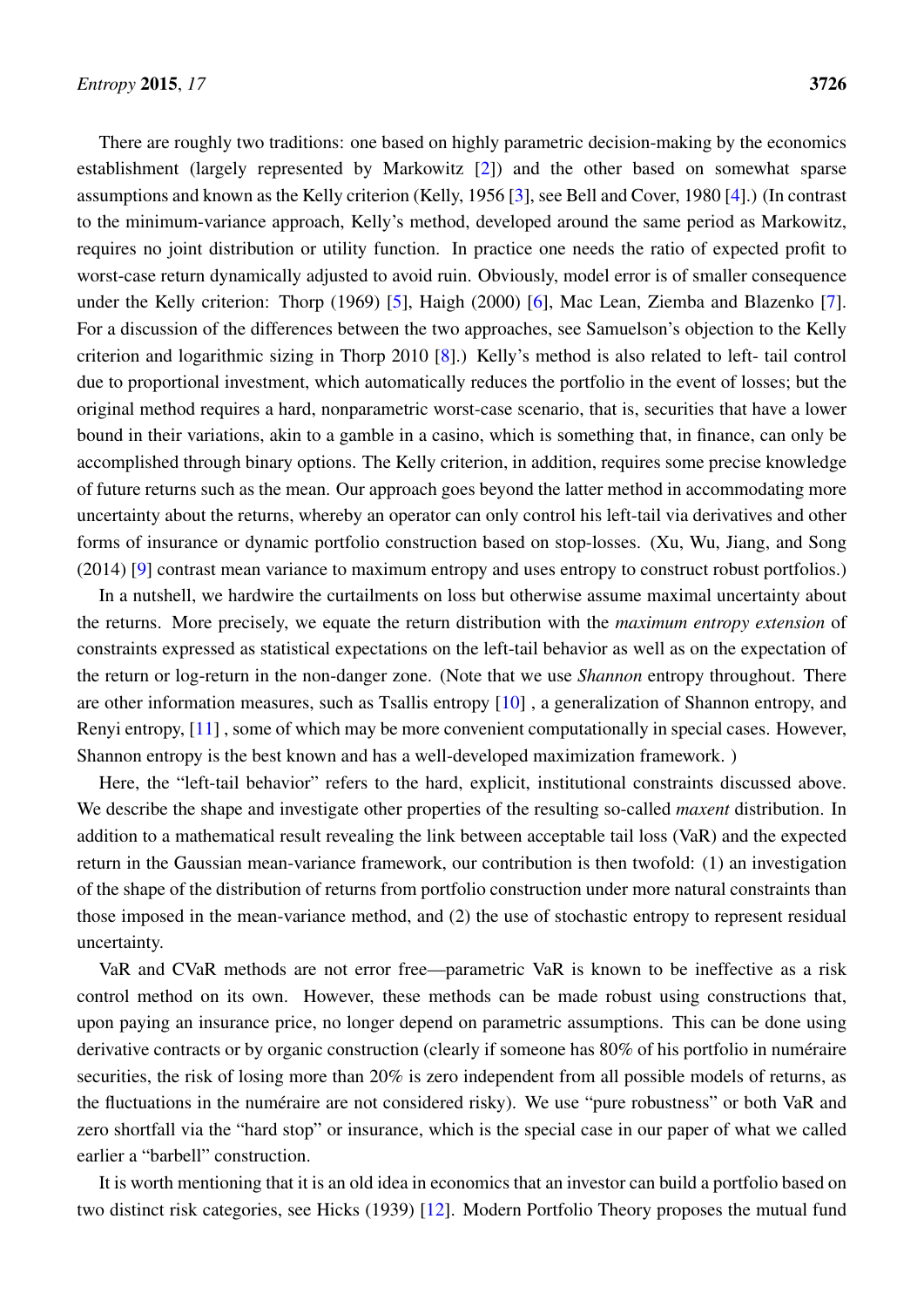There are roughly two traditions: one based on highly parametric decision-making by the economics establishment (largely represented by Markowitz [2]) and the other based on somewhat sparse assumptions and known as the Kelly criterion (Kelly, 1956 [3], see Bell and Cover, 1980 [4].) (In contrast to the minimum-variance approach, Kelly's method, developed around the same period as Markowitz, requires no joint distribution or utility function. In practice one needs the ratio of expected profit to worst-case return dynamically adjusted to avoid ruin. Obviously, model error is of smaller consequence under the Kelly criterion: Thorp (1969) [5], Haigh (2000) [6], Mac Lean, Ziemba and Blazenko [7]. For a discussion of the differences between the two approaches, see Samuelson's objection to the Kelly criterion and logarithmic sizing in Thorp 2010 [8].) Kelly's method is also related to left- tail control due to proportional investment, which automatically reduces the portfolio in the event of losses; but the original method requires a hard, nonparametric worst-case scenario, that is, securities that have a lower bound in their variations, akin to a gamble in a casino, which is something that, in finance, can only be accomplished through binary options. The Kelly criterion, in addition, requires some precise knowledge of future returns such as the mean. Our approach goes beyond the latter method in accommodating more uncertainty about the returns, whereby an operator can only control his left-tail via derivatives and other forms of insurance or dynamic portfolio construction based on stop-losses. (Xu, Wu, Jiang, and Song (2014) [9] contrast mean variance to maximum entropy and uses entropy to construct robust portfolios.)

In a nutshell, we hardwire the curtailments on loss but otherwise assume maximal uncertainty about the returns. More precisely, we equate the return distribution with the *maximum entropy extension* of constraints expressed as statistical expectations on the left-tail behavior as well as on the expectation of the return or log-return in the non-danger zone. (Note that we use *Shannon* entropy throughout. There are other information measures, such as Tsallis entropy [10] , a generalization of Shannon entropy, and Renyi entropy, [11] , some of which may be more convenient computationally in special cases. However, Shannon entropy is the best known and has a well-developed maximization framework. )

Here, the "left-tail behavior" refers to the hard, explicit, institutional constraints discussed above. We describe the shape and investigate other properties of the resulting so-called *maxent* distribution. In addition to a mathematical result revealing the link between acceptable tail loss (VaR) and the expected return in the Gaussian mean-variance framework, our contribution is then twofold: (1) an investigation of the shape of the distribution of returns from portfolio construction under more natural constraints than those imposed in the mean-variance method, and (2) the use of stochastic entropy to represent residual uncertainty.

VaR and CVaR methods are not error free—parametric VaR is known to be ineffective as a risk control method on its own. However, these methods can be made robust using constructions that, upon paying an insurance price, no longer depend on parametric assumptions. This can be done using derivative contracts or by organic construction (clearly if someone has 80% of his portfolio in numéraire securities, the risk of losing more than 20% is zero independent from all possible models of returns, as the fluctuations in the numéraire are not considered risky). We use "pure robustness" or both VaR and zero shortfall via the "hard stop" or insurance, which is the special case in our paper of what we called earlier a "barbell" construction.

It is worth mentioning that it is an old idea in economics that an investor can build a portfolio based on two distinct risk categories, see Hicks (1939) [12]. Modern Portfolio Theory proposes the mutual fund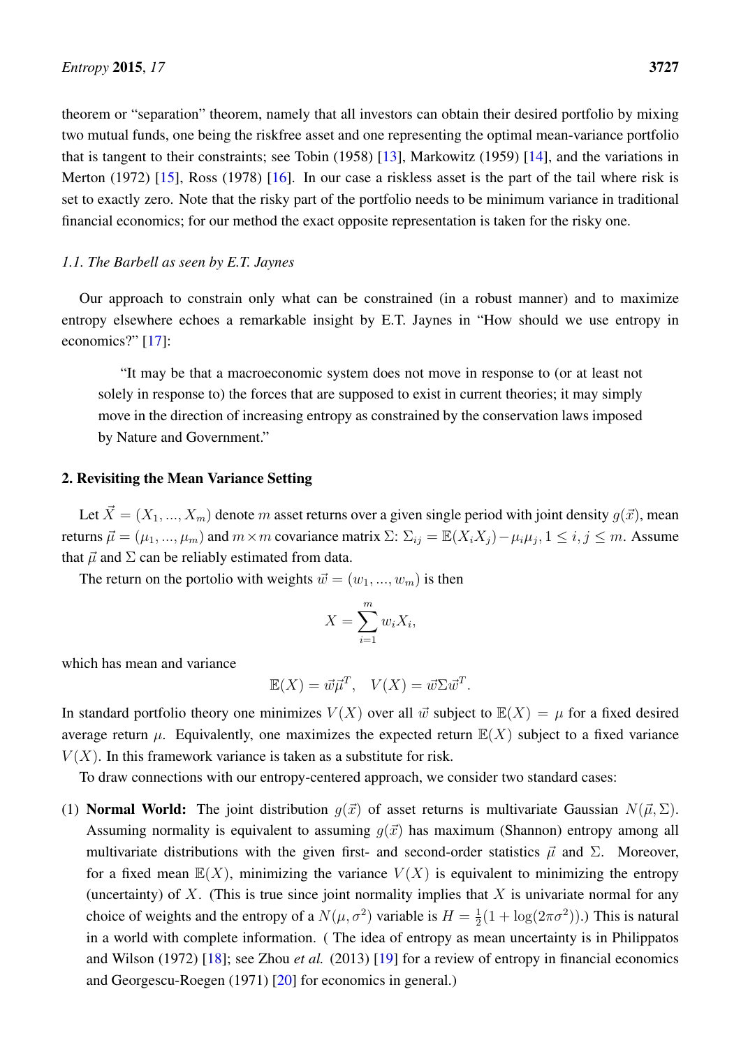theorem or "separation" theorem, namely that all investors can obtain their desired portfolio by mixing two mutual funds, one being the riskfree asset and one representing the optimal mean-variance portfolio that is tangent to their constraints; see Tobin (1958) [13], Markowitz (1959) [14], and the variations in Merton (1972) [15], Ross (1978) [16]. In our case a riskless asset is the part of the tail where risk is set to exactly zero. Note that the risky part of the portfolio needs to be minimum variance in traditional financial economics; for our method the exact opposite representation is taken for the risky one.

### *1.1. The Barbell as seen by E.T. Jaynes*

Our approach to constrain only what can be constrained (in a robust manner) and to maximize entropy elsewhere echoes a remarkable insight by E.T. Jaynes in "How should we use entropy in economics?" [17]:

> "It may be that a macroeconomic system does not move in response to (or at least not solely in response to) the forces that are supposed to exist in current theories; it may simply move in the direction of increasing entropy as constrained by the conservation laws imposed by Nature and Government."

## 2. Revisiting the Mean Variance Setting

Let $\vec{X} = (X_1, ..., X_m)$ denote $m$ asset returns over a given single period with joint density $g(\vec{x})$, mean returns $\vec{\mu} = (\mu_1, ..., \mu_m)$ and $m \times m$ covariance matrix $\Sigma$: $\Sigma_{ij} = \mathbb{E}(X_i X_j) - \mu_i \mu_j, 1 \leq i, j \leq m$. Assume that $\vec{\mu}$ and $\Sigma$ can be reliably estimated from data.

The return on the portolio with weights $\vec{w} = (w_1, ..., w_m)$ is then

$$X = \sum_{i=1}^{m} w_i X_i,$$

which has mean and variance

$$\mathbb{E}(X) = \vec{w}\vec{\mu}^T, \quad V(X) = \vec{w}\Sigma\vec{w}^T.$$

In standard portfolio theory one minimizes $V(X)$ over all $\vec{w}$ subject to $\mathbb{E}(X) = \mu$ for a fixed desired average return $\mu$. Equivalently, one maximizes the expected return $\mathbb{E}(X)$ subject to a fixed variance $V(X)$. In this framework variance is taken as a substitute for risk.

To draw connections with our entropy-centered approach, we consider two standard cases:

(1) **Normal World:** The joint distribution $g(\vec{x})$ of asset returns is multivariate Gaussian $N(\vec{\mu}, \Sigma)$. Assuming normality is equivalent to assuming $g(\vec{x})$ has maximum (Shannon) entropy among all multivariate distributions with the given first- and second-order statistics $\vec{\mu}$ and $\Sigma$. Moreover, for a fixed mean $\mathbb{E}(X)$, minimizing the variance $V(X)$ is equivalent to minimizing the entropy (uncertainty) of $X$. (This is true since joint normality implies that $X$ is univariate normal for any choice of weights and the entropy of a $N(\mu, \sigma^2)$ variable is $H = \frac{1}{2}(1 + \log(2\pi\sigma^2))$.) This is natural in a world with complete information. ( The idea of entropy as mean uncertainty is in Philippatos and Wilson (1972) [18]; see Zhou *et al.* (2013) [19] for a review of entropy in financial economics and Georgescu-Roegen (1971) [20] for economics in general.)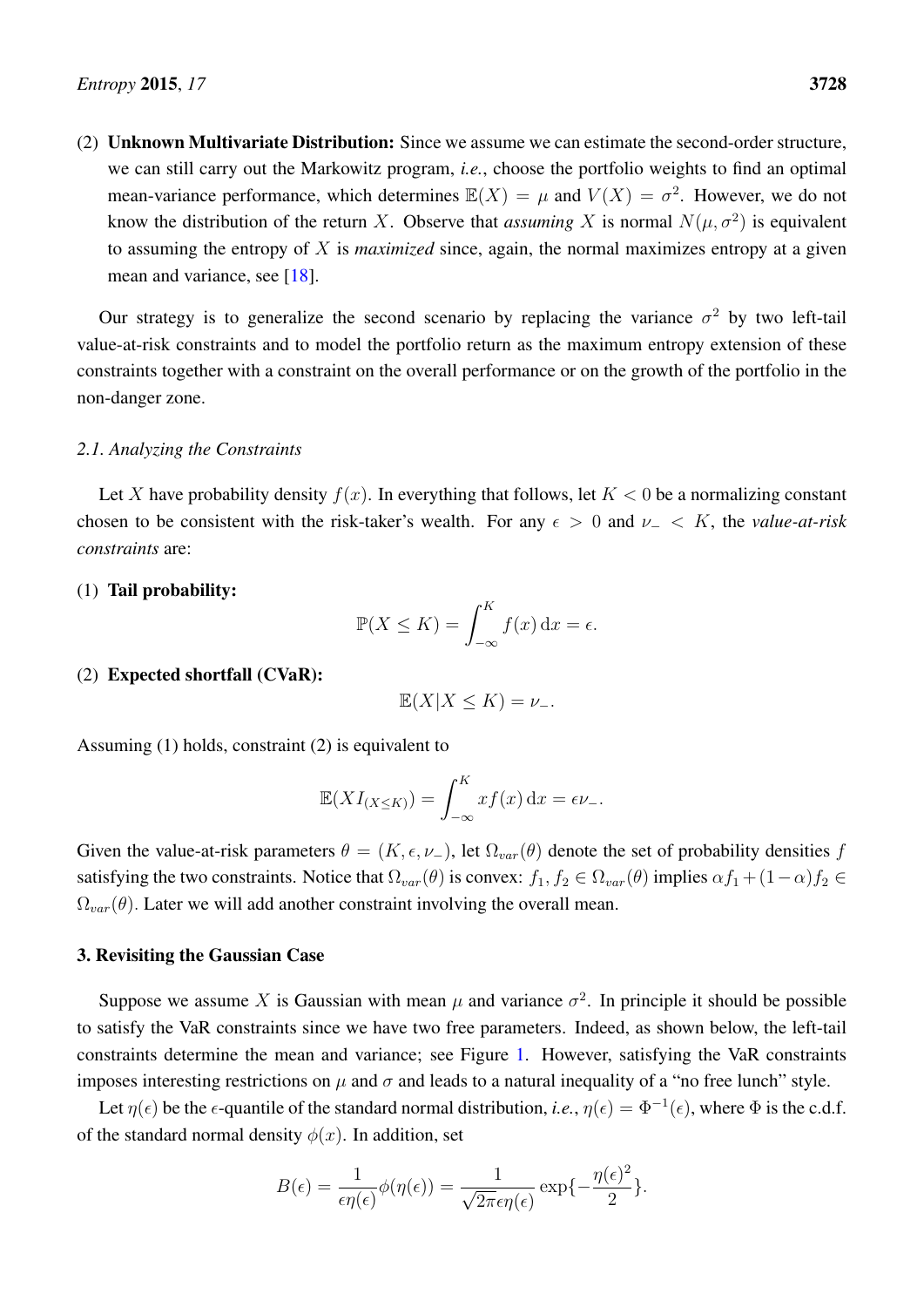(2) **Unknown Multivariate Distribution:** Since we assume we can estimate the second-order structure, we can still carry out the Markowitz program, *i.e.*, choose the portfolio weights to find an optimal mean-variance performance, which determines $\mathbb{E}(X) = \mu$ and $V(X) = \sigma^2$. However, we do not know the distribution of the return $X$. Observe that *assuming* $X$ is normal $N(\mu, \sigma^2)$ is equivalent to assuming the entropy of $X$ is *maximized* since, again, the normal maximizes entropy at a given mean and variance, see [18].

Our strategy is to generalize the second scenario by replacing the variance $\sigma^2$ by two left-tail value-at-risk constraints and to model the portfolio return as the maximum entropy extension of these constraints together with a constraint on the overall performance or on the growth of the portfolio in the non-danger zone.

### 2.1. Analyzing the Constraints

Let $X$ have probability density $f(x)$. In everything that follows, let $K < 0$ be a normalizing constant chosen to be consistent with the risk-taker's wealth. For any $\epsilon > 0$ and $\nu_- < K$, the *value-at-risk constraints* are:

(1) **Tail probability:**

$$\mathbb{P}(X \leq K) = \int_{-\infty}^{K} f(x)\,\mathrm{d}x = \epsilon.$$

(2) **Expected shortfall (CVaR):**

$$\mathbb{E}(X | X \leq K) = \nu_-.$$

Assuming (1) holds, constraint (2) is equivalent to

$$\mathbb{E}(X I_{(X \leq K)}) = \int_{-\infty}^{K} x f(x)\,\mathrm{d}x = \epsilon \nu_-.$$

Given the value-at-risk parameters $\theta = (K, \epsilon, \nu_-)$, let $\Omega_{var}(\theta)$ denote the set of probability densities $f$ satisfying the two constraints. Notice that $\Omega_{var}(\theta)$ is convex: $f_1, f_2 \in \Omega_{var}(\theta)$ implies $\alpha f_1 + (1-\alpha) f_2 \in \Omega_{var}(\theta)$. Later we will add another constraint involving the overall mean.

## 3. Revisiting the Gaussian Case

Suppose we assume $X$ is Gaussian with mean $\mu$ and variance $\sigma^2$. In principle it should be possible to satisfy the VaR constraints since we have two free parameters. Indeed, as shown below, the left-tail constraints determine the mean and variance; see Figure 1. However, satisfying the VaR constraints imposes interesting restrictions on $\mu$ and $\sigma$ and leads to a natural inequality of a "no free lunch" style.

Let $\eta(\epsilon)$ be the $\epsilon$-quantile of the standard normal distribution, *i.e.*, $\eta(\epsilon) = \Phi^{-1}(\epsilon)$, where $\Phi$ is the c.d.f. of the standard normal density $\phi(x)$. In addition, set

$$B(\epsilon) = \frac{1}{\epsilon \eta(\epsilon)} \phi(\eta(\epsilon)) = \frac{1}{\sqrt{2\pi}\epsilon \eta(\epsilon)} \exp\{-\frac{\eta(\epsilon)^2}{2}\}.$$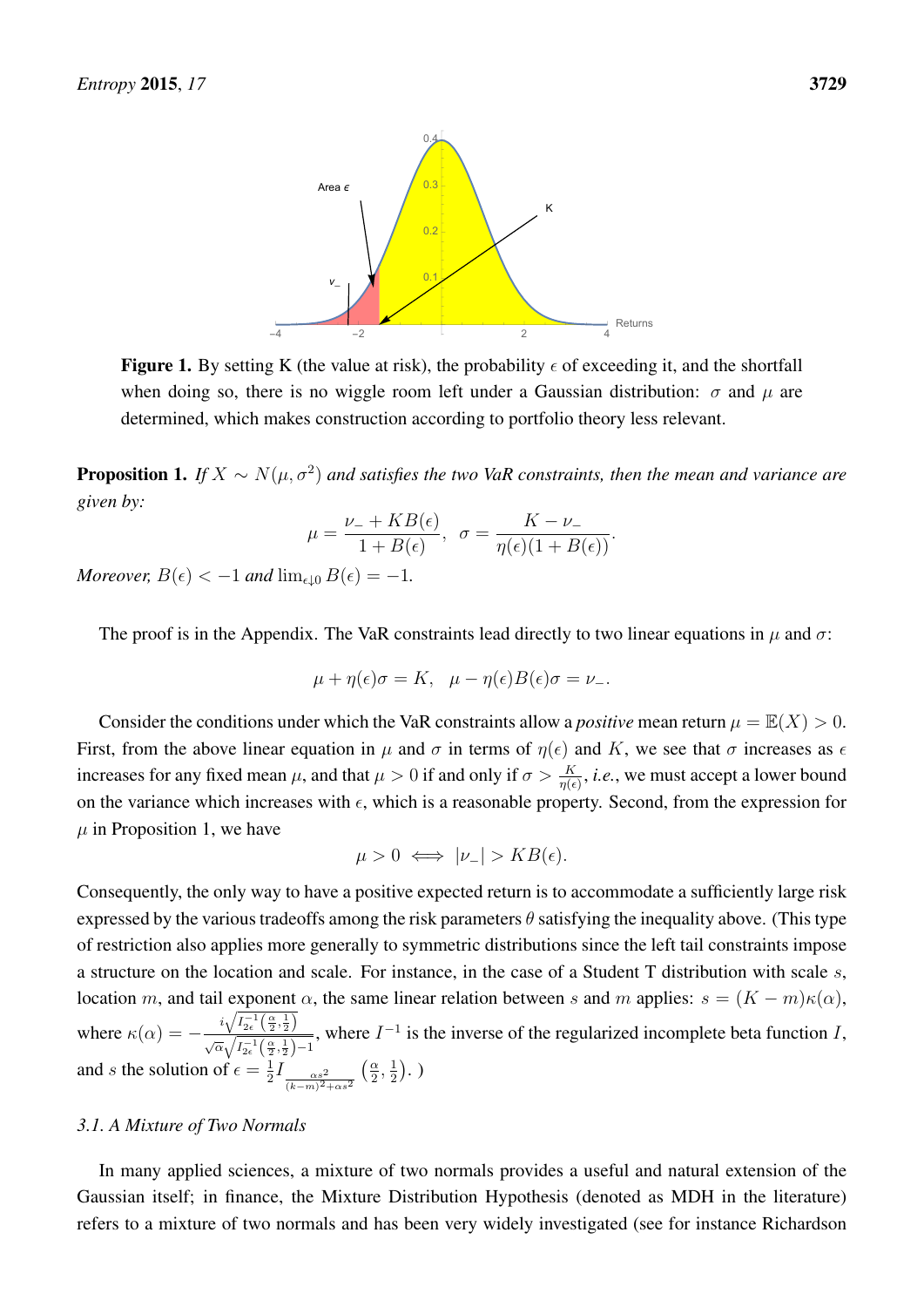**Figure 1.** By setting K (the value at risk), the probability $\epsilon$ of exceeding it, and the shortfall when doing so, there is no wiggle room left under a Gaussian distribution: $\sigma$ and $\mu$ are determined, which makes construction according to portfolio theory less relevant.

**Proposition 1.** *If $X \sim N(\mu, \sigma^2)$ and satisfies the two VaR constraints, then the mean and variance are given by:*

$$\mu = \frac{\nu_- + KB(\epsilon)}{1 + B(\epsilon)}, \quad \sigma = \frac{K - \nu_-}{\eta(\epsilon)(1 + B(\epsilon))}.$$

*Moreover, $B(\epsilon) < -1$ and $\lim_{\epsilon \downarrow 0} B(\epsilon) = -1$.*

The proof is in the Appendix. The VaR constraints lead directly to two linear equations in $\mu$ and $\sigma$:

$$\mu + \eta(\epsilon)\sigma = K, \quad \mu - \eta(\epsilon)B(\epsilon)\sigma = \nu_-.$$

Consider the conditions under which the VaR constraints allow a *positive* mean return $\mu = \mathbb{E}(X) > 0$. First, from the above linear equation in $\mu$ and $\sigma$ in terms of $\eta(\epsilon)$ and $K$, we see that $\sigma$ increases as $\epsilon$ increases for any fixed mean $\mu$, and that $\mu > 0$ if and only if $\sigma > \frac{K}{\eta(\epsilon)}$, *i.e.*, we must accept a lower bound on the variance which increases with $\epsilon$, which is a reasonable property. Second, from the expression for $\mu$ in Proposition 1, we have

$$\mu > 0 \iff |\nu_-| > KB(\epsilon).$$

Consequently, the only way to have a positive expected return is to accommodate a sufficiently large risk expressed by the various tradeoffs among the risk parameters $\theta$ satisfying the inequality above. (This type of restriction also applies more generally to symmetric distributions since the left tail constraints impose a structure on the location and scale. For instance, in the case of a Student T distribution with scale $s$, location $m$, and tail exponent $\alpha$, the same linear relation between $s$ and $m$ applies: $s = (K - m)\kappa(\alpha)$, where $\kappa(\alpha) = -\frac{i\sqrt{I_{2\epsilon}^{-1}\left(\frac{\alpha}{2}, \frac{1}{2}\right)}}{\sqrt{\alpha}\sqrt{I_{2\epsilon}^{-1}\left(\frac{\alpha}{2}, \frac{1}{2}\right) - 1}}$, where $I^{-1}$ is the inverse of the regularized incomplete beta function $I$, and $s$ the solution of $\epsilon = \frac{1}{2} I_{\frac{\alpha s^2}{(k-m)^2 + \alpha s^2}}\left(\frac{\alpha}{2}, \frac{1}{2}\right)$. )

### 3.1. A Mixture of Two Normals

In many applied sciences, a mixture of two normals provides a useful and natural extension of the Gaussian itself; in finance, the Mixture Distribution Hypothesis (denoted as MDH in the literature) refers to a mixture of two normals and has been very widely investigated (see for instance Richardson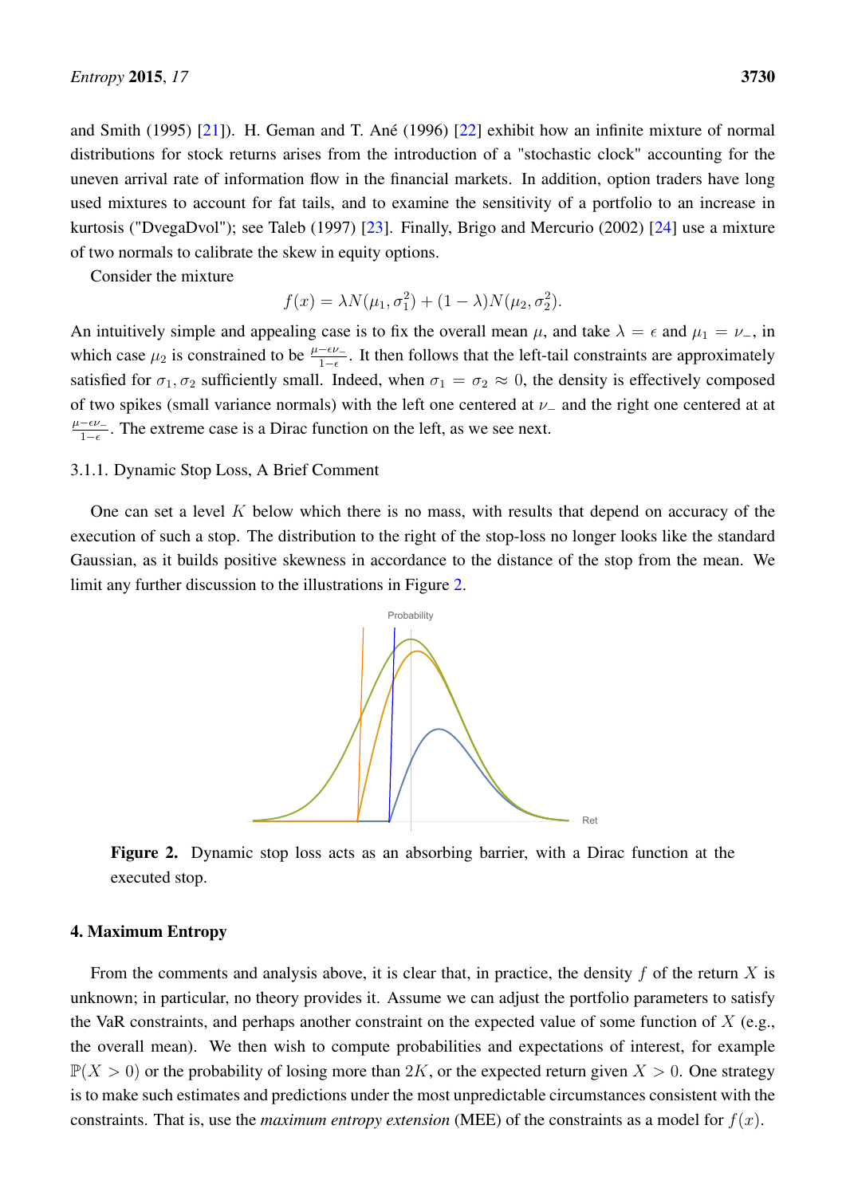and Smith (1995) [21]). H. Geman and T. Ané (1996) [22] exhibit how an infinite mixture of normal distributions for stock returns arises from the introduction of a "stochastic clock" accounting for the uneven arrival rate of information flow in the financial markets. In addition, option traders have long used mixtures to account for fat tails, and to examine the sensitivity of a portfolio to an increase in kurtosis ("DvegaDvol"); see Taleb (1997) [23]. Finally, Brigo and Mercurio (2002) [24] use a mixture of two normals to calibrate the skew in equity options.

Consider the mixture

$$f(x) = \lambda N(\mu_1, \sigma_1^2) + (1 - \lambda) N(\mu_2, \sigma_2^2).$$

An intuitively simple and appealing case is to fix the overall mean $\mu$, and take $\lambda = \epsilon$ and $\mu_1 = \nu_-$, in which case $\mu_2$ is constrained to be $\frac{\mu - \epsilon \nu_-}{1-\epsilon}$. It then follows that the left-tail constraints are approximately satisfied for $\sigma_1, \sigma_2$ sufficiently small. Indeed, when $\sigma_1 = \sigma_2 \approx 0$, the density is effectively composed of two spikes (small variance normals) with the left one centered at $\nu_-$ and the right one centered at at $\frac{\mu - \epsilon \nu_-}{1-\epsilon}$. The extreme case is a Dirac function on the left, as we see next.

### 3.1.1. Dynamic Stop Loss, A Brief Comment

One can set a level $K$ below which there is no mass, with results that depend on accuracy of the execution of such a stop. The distribution to the right of the stop-loss no longer looks like the standard Gaussian, as it builds positive skewness in accordance to the distance of the stop from the mean. We limit any further discussion to the illustrations in Figure 2.

**Figure 2.** Dynamic stop loss acts as an absorbing barrier, with a Dirac function at the executed stop.

## 4. Maximum Entropy

From the comments and analysis above, it is clear that, in practice, the density $f$ of the return $X$ is unknown; in particular, no theory provides it. Assume we can adjust the portfolio parameters to satisfy the VaR constraints, and perhaps another constraint on the expected value of some function of $X$ (e.g., the overall mean). We then wish to compute probabilities and expectations of interest, for example $\mathbb{P}(X > 0)$ or the probability of losing more than $2K$, or the expected return given $X > 0$. One strategy is to make such estimates and predictions under the most unpredictable circumstances consistent with the constraints. That is, use the *maximum entropy extension* (MEE) of the constraints as a model for $f(x)$.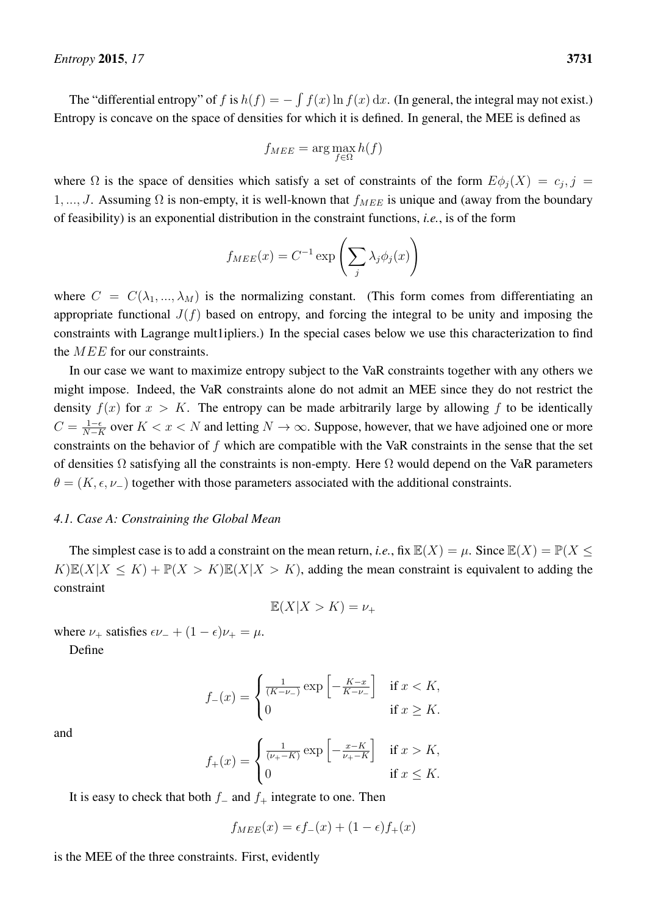The "differential entropy" of $f$ is $h(f) = -\int f(x) \ln f(x)\, \mathrm{d}x$. (In general, the integral may not exist.) Entropy is concave on the space of densities for which it is defined. In general, the MEE is defined as

$$f_{MEE} = \arg\max_{f \in \Omega} h(f)$$

where $\Omega$ is the space of densities which satisfy a set of constraints of the form $E\phi_j(X) = c_j, j = 1, ..., J$. Assuming $\Omega$ is non-empty, it is well-known that $f_{MEE}$ is unique and (away from the boundary of feasibility) is an exponential distribution in the constraint functions, *i.e.*, is of the form

$$f_{MEE}(x) = C^{-1} \exp\left(\sum_j \lambda_j \phi_j(x)\right)$$

where $C = C(\lambda_1, ..., \lambda_M)$ is the normalizing constant. (This form comes from differentiating an appropriate functional $J(f)$ based on entropy, and forcing the integral to be unity and imposing the constraints with Lagrange mult1ipliers.) In the special cases below we use this characterization to find the $MEE$ for our constraints.

In our case we want to maximize entropy subject to the VaR constraints together with any others we might impose. Indeed, the VaR constraints alone do not admit an MEE since they do not restrict the density $f(x)$ for $x > K$. The entropy can be made arbitrarily large by allowing $f$ to be identically $C = \frac{1-\epsilon}{N-K}$ over $K < x < N$ and letting $N \to \infty$. Suppose, however, that we have adjoined one or more constraints on the behavior of $f$ which are compatible with the VaR constraints in the sense that the set of densities $\Omega$ satisfying all the constraints is non-empty. Here $\Omega$ would depend on the VaR parameters $\theta = (K, \epsilon, \nu_-)$ together with those parameters associated with the additional constraints.

### 4.1. Case A: Constraining the Global Mean

The simplest case is to add a constraint on the mean return, *i.e.*, fix $\mathbb{E}(X) = \mu$. Since $\mathbb{E}(X) = \mathbb{P}(X \leq K)\mathbb{E}(X|X \leq K) + \mathbb{P}(X > K)\mathbb{E}(X|X > K)$, adding the mean constraint is equivalent to adding the constraint

$$\mathbb{E}(X|X > K) = \nu_+$$

where $\nu_+$ satisfies $\epsilon\nu_- + (1-\epsilon)\nu_+ = \mu$.

Define

$$f_-(x) = \begin{cases} \frac{1}{(K-\nu_-)} \exp\left[-\frac{K-x}{K-\nu_-}\right] & \text{if } x < K, \\ 0 & \text{if } x \geq K. \end{cases}$$

and

$$f_+(x) = \begin{cases} \frac{1}{(\nu_+-K)} \exp\left[-\frac{x-K}{\nu_+-K}\right] & \text{if } x > K, \\ 0 & \text{if } x \leq K. \end{cases}$$

It is easy to check that both $f_-$ and $f_+$ integrate to one. Then

$$f_{MEE}(x) = \epsilon f_-(x) + (1-\epsilon) f_+(x)$$

is the MEE of the three constraints. First, evidently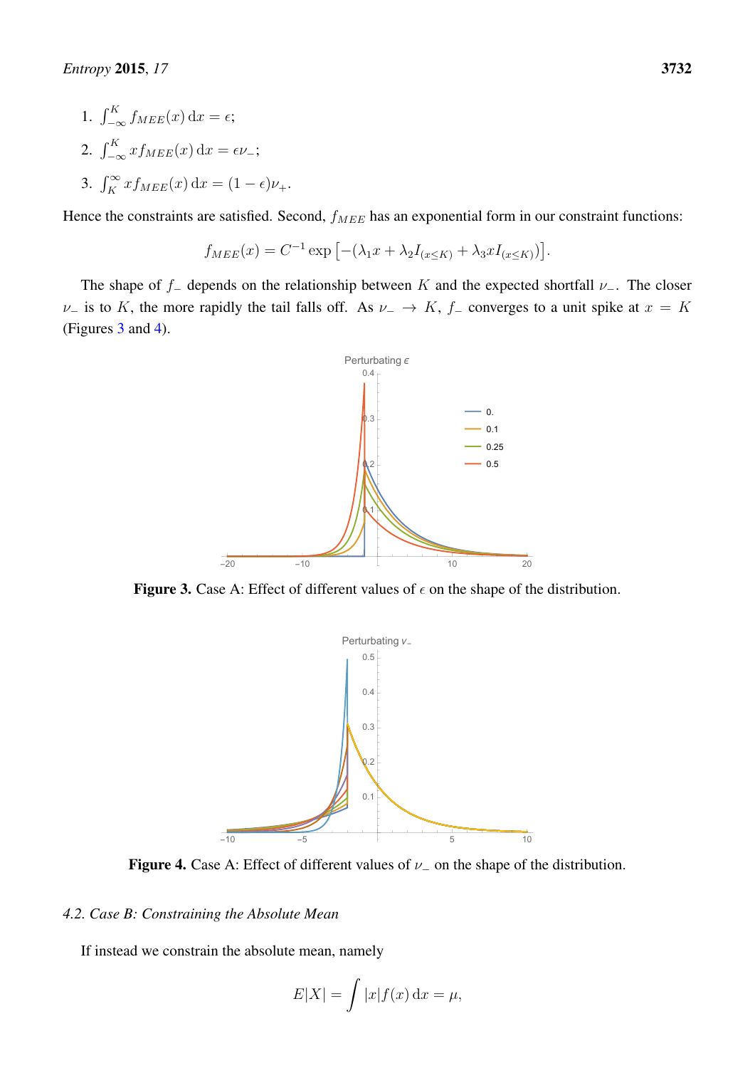1. $\int_{-\infty}^{K} f_{MEE}(x)\,\mathrm{d}x = \epsilon$;
2. $\int_{-\infty}^{K} x f_{MEE}(x)\,\mathrm{d}x = \epsilon\nu_-$;
3. $\int_{K}^{\infty} x f_{MEE}(x)\,\mathrm{d}x = (1-\epsilon)\nu_+$.

Hence the constraints are satisfied. Second, $f_{MEE}$ has an exponential form in our constraint functions:

$$f_{MEE}(x) = C^{-1} \exp\left[-(\lambda_1 x + \lambda_2 I_{(x\leq K)} + \lambda_3 x I_{(x\leq K)})\right].$$

The shape of $f_-$ depends on the relationship between $K$ and the expected shortfall $\nu_-$. The closer $\nu_-$ is to $K$, the more rapidly the tail falls off. As $\nu_- \to K$, $f_-$ converges to a unit spike at $x = K$ (Figures 3 and 4).

**Figure 3.** Case A: Effect of different values of $\epsilon$ on the shape of the distribution.

**Figure 4.** Case A: Effect of different values of $\nu_-$ on the shape of the distribution.

*4.2. Case B: Constraining the Absolute Mean*

If instead we constrain the absolute mean, namely

$$E|X| = \int |x| f(x)\,\mathrm{d}x = \mu,$$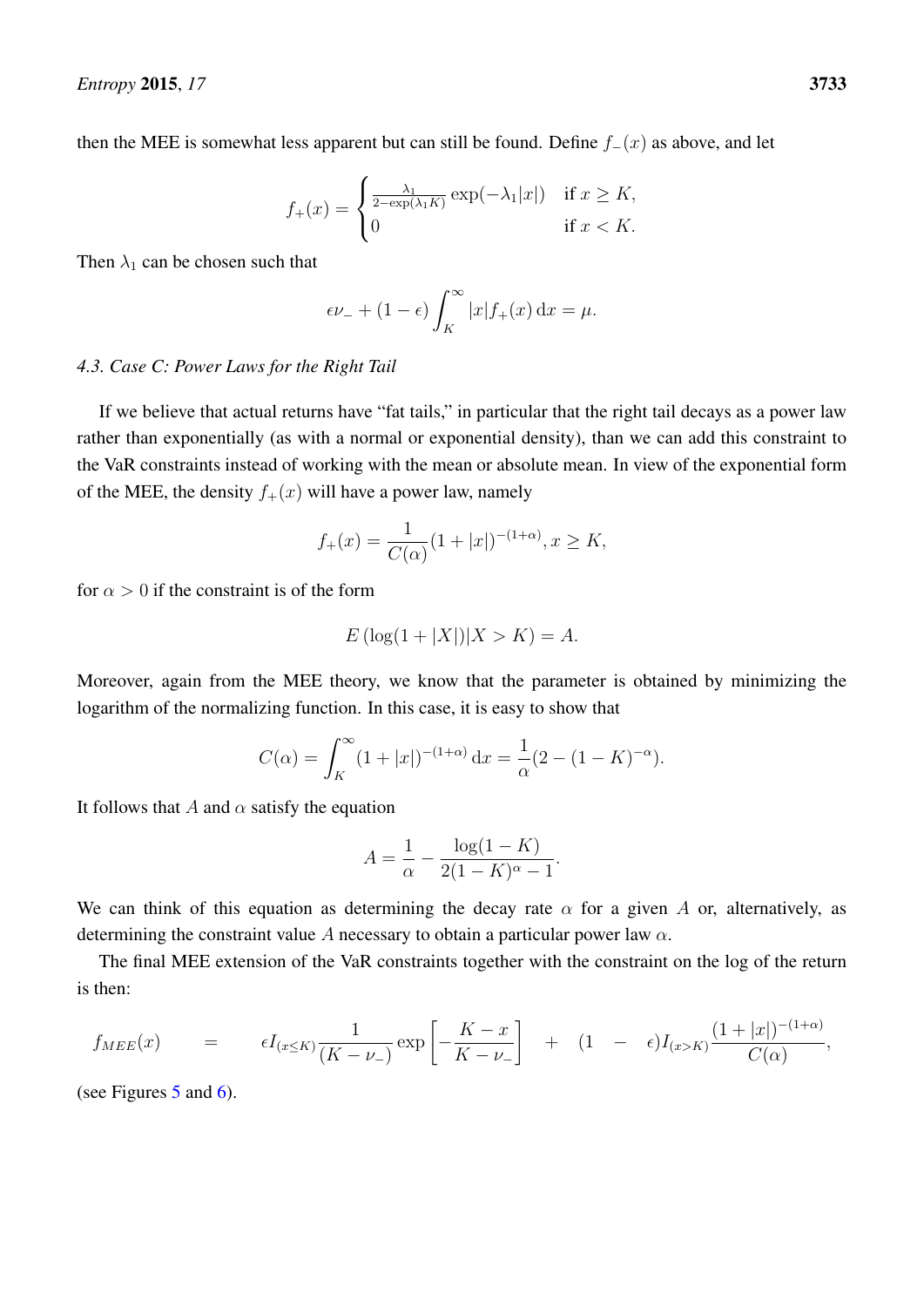then the MEE is somewhat less apparent but can still be found. Define $f_-(x)$ as above, and let

$$f_+(x) = \begin{cases} \frac{\lambda_1}{2-\exp(\lambda_1 K)} \exp(-\lambda_1 |x|) & \text{if } x \geq K, \\ 0 & \text{if } x < K. \end{cases}$$

Then $\lambda_1$ can be chosen such that

$$\epsilon \nu_- + (1-\epsilon) \int_K^\infty |x| f_+(x) \, \mathrm{d}x = \mu.$$

### 4.3. Case C: Power Laws for the Right Tail

If we believe that actual returns have "fat tails," in particular that the right tail decays as a power law rather than exponentially (as with a normal or exponential density), than we can add this constraint to the VaR constraints instead of working with the mean or absolute mean. In view of the exponential form of the MEE, the density $f_+(x)$ will have a power law, namely

$$f_+(x) = \frac{1}{C(\alpha)} (1+|x|)^{-(1+\alpha)}, x \geq K,$$

for $\alpha > 0$ if the constraint is of the form

$$E\left(\log(1+|X|) | X > K\right) = A.$$

Moreover, again from the MEE theory, we know that the parameter is obtained by minimizing the logarithm of the normalizing function. In this case, it is easy to show that

$$C(\alpha) = \int_K^\infty (1+|x|)^{-(1+\alpha)} \, \mathrm{d}x = \frac{1}{\alpha}(2-(1-K)^{-\alpha}).$$

It follows that $A$ and $\alpha$ satisfy the equation

$$A = \frac{1}{\alpha} - \frac{\log(1-K)}{2(1-K)^\alpha - 1}.$$

We can think of this equation as determining the decay rate $\alpha$ for a given $A$ or, alternatively, as determining the constraint value $A$ necessary to obtain a particular power law $\alpha$.

The final MEE extension of the VaR constraints together with the constraint on the log of the return is then:

$$f_{MEE}(x) = \epsilon I_{(x \leq K)} \frac{1}{(K-\nu_-)} \exp\left[-\frac{K-x}{K-\nu_-}\right] + (1-\epsilon) I_{(x>K)} \frac{(1+|x|)^{-(1+\alpha)}}{C(\alpha)},$$

(see Figures 5 and 6).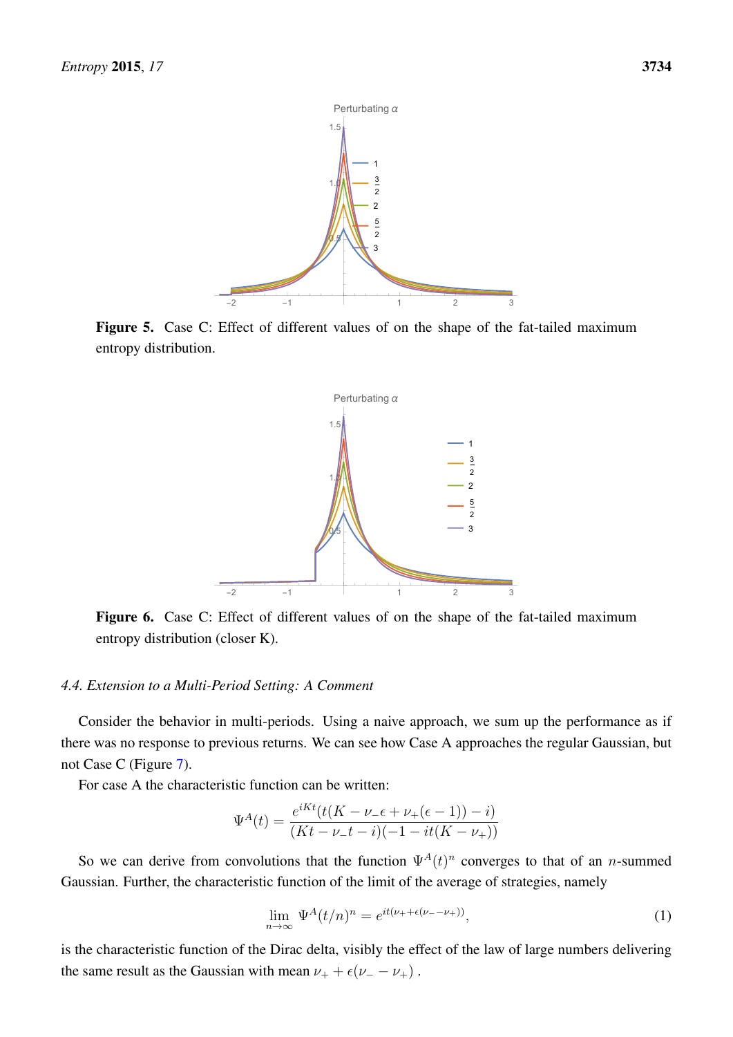**Figure 5.** Case C: Effect of different values of on the shape of the fat-tailed maximum entropy distribution.

**Figure 6.** Case C: Effect of different values of on the shape of the fat-tailed maximum entropy distribution (closer K).

### *4.4. Extension to a Multi-Period Setting: A Comment*

Consider the behavior in multi-periods. Using a naive approach, we sum up the performance as if there was no response to previous returns. We can see how Case A approaches the regular Gaussian, but not Case C (Figure 7).

For case A the characteristic function can be written:

$$\Psi^A(t) = \frac{e^{iKt}(t(K - \nu_- \epsilon + \nu_+(\epsilon - 1)) - i)}{(Kt - \nu_- t - i)(-1 - it(K - \nu_+))}$$

So we can derive from convolutions that the function $\Psi^A(t)^n$ converges to that of an $n$-summed Gaussian. Further, the characteristic function of the limit of the average of strategies, namely

$$\lim_{n \to \infty} \Psi^A(t/n)^n = e^{it(\nu_+ + \epsilon(\nu_- - \nu_+))}, \tag{1}$$

is the characteristic function of the Dirac delta, visibly the effect of the law of large numbers delivering the same result as the Gaussian with mean $\nu_+ + \epsilon(\nu_- - \nu_+)$ .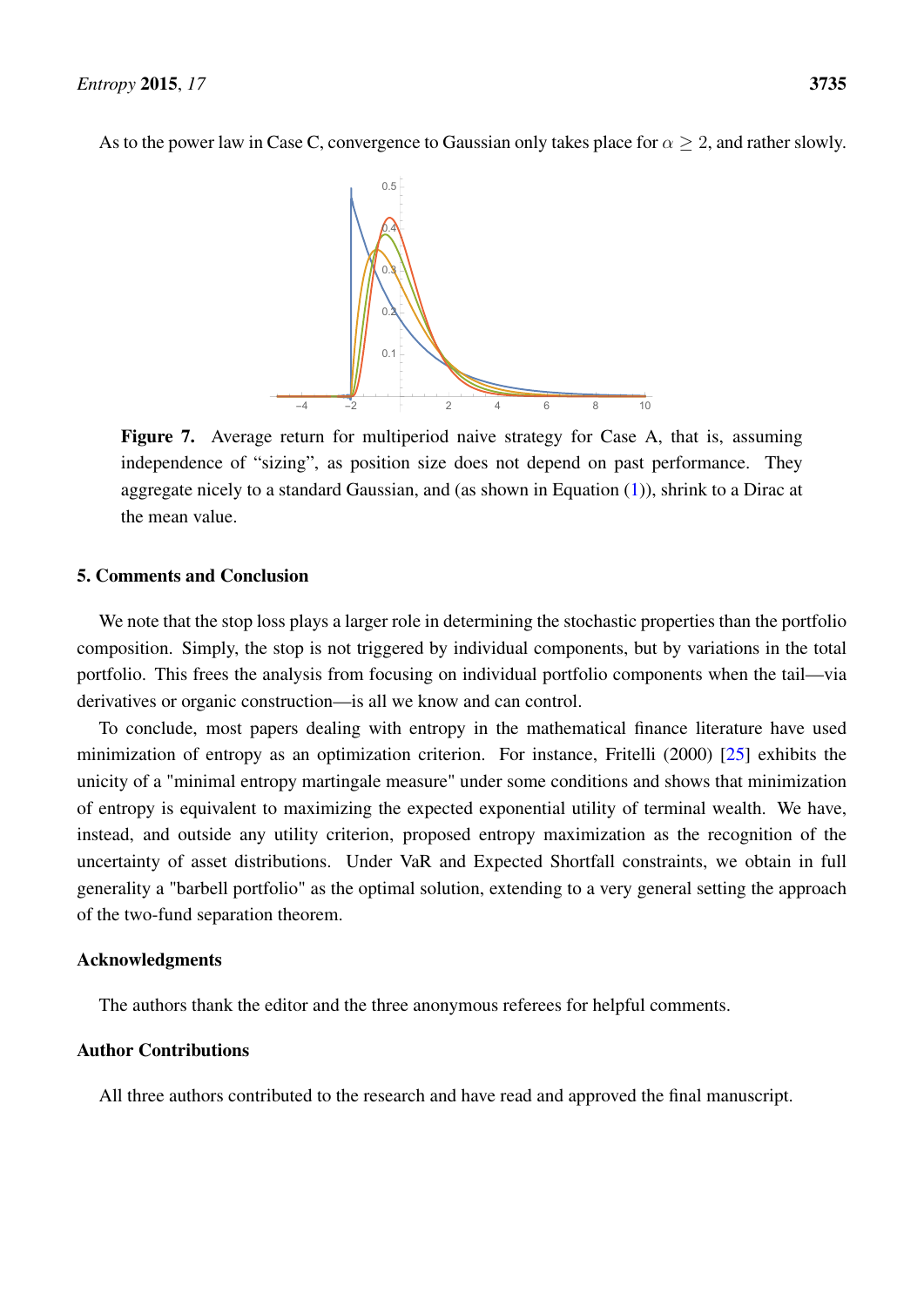As to the power law in Case C, convergence to Gaussian only takes place for $\alpha \geq 2$, and rather slowly.

**Figure 7.** Average return for multiperiod naive strategy for Case A, that is, assuming independence of "sizing", as position size does not depend on past performance. They aggregate nicely to a standard Gaussian, and (as shown in Equation (1)), shrink to a Dirac at the mean value.

## 5. Comments and Conclusion

We note that the stop loss plays a larger role in determining the stochastic properties than the portfolio composition. Simply, the stop is not triggered by individual components, but by variations in the total portfolio. This frees the analysis from focusing on individual portfolio components when the tail—via derivatives or organic construction—is all we know and can control.

To conclude, most papers dealing with entropy in the mathematical finance literature have used minimization of entropy as an optimization criterion. For instance, Fritelli (2000) [25] exhibits the unicity of a "minimal entropy martingale measure" under some conditions and shows that minimization of entropy is equivalent to maximizing the expected exponential utility of terminal wealth. We have, instead, and outside any utility criterion, proposed entropy maximization as the recognition of the uncertainty of asset distributions. Under VaR and Expected Shortfall constraints, we obtain in full generality a "barbell portfolio" as the optimal solution, extending to a very general setting the approach of the two-fund separation theorem.

## Acknowledgments

The authors thank the editor and the three anonymous referees for helpful comments.

## Author Contributions

All three authors contributed to the research and have read and approved the final manuscript.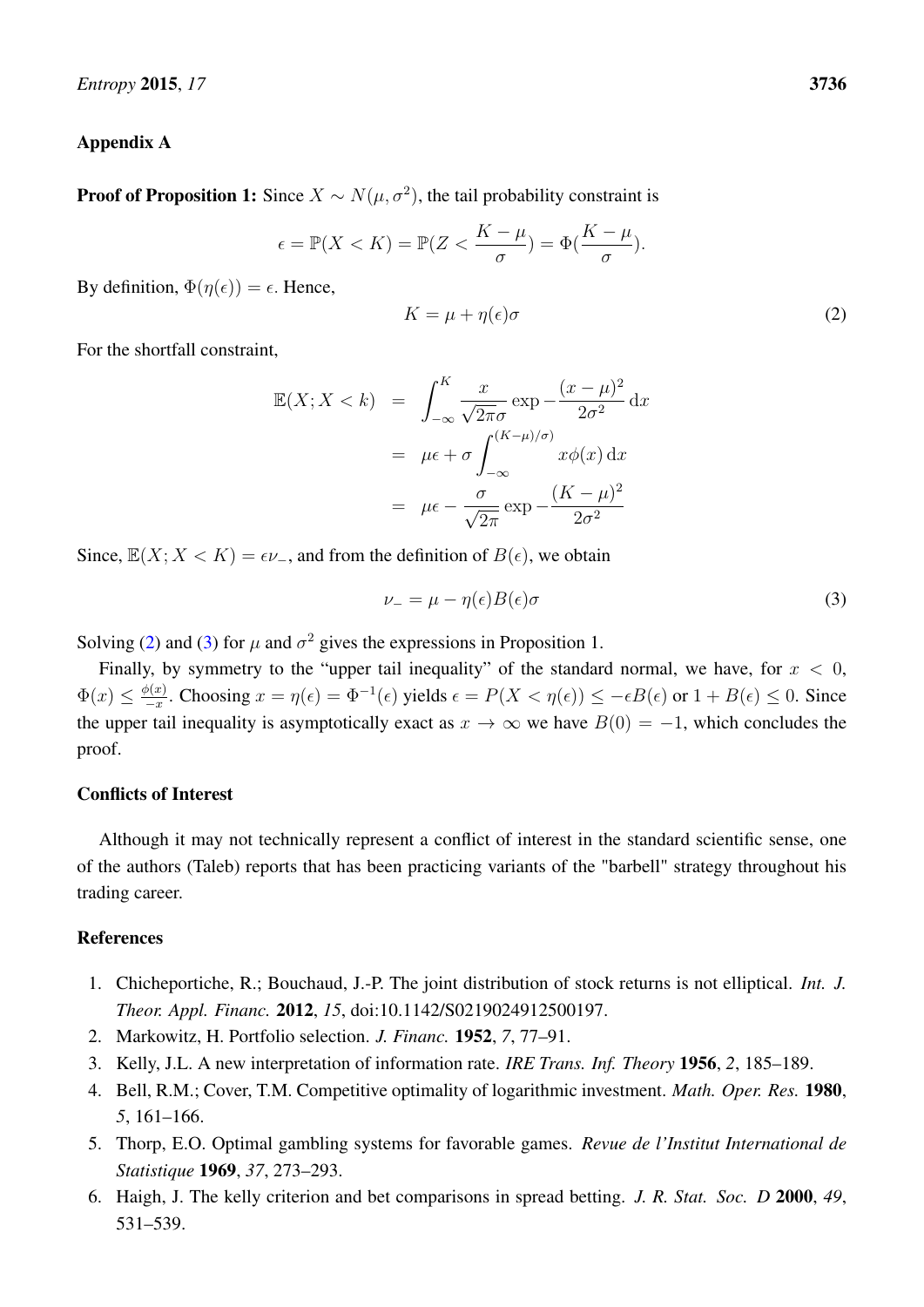## Appendix A

**Proof of Proposition 1:** Since $X \sim N(\mu, \sigma^2)$, the tail probability constraint is

$$\epsilon = \mathbb{P}(X < K) = \mathbb{P}(Z < \frac{K - \mu}{\sigma}) = \Phi(\frac{K - \mu}{\sigma}).$$

By definition, $\Phi(\eta(\epsilon)) = \epsilon$. Hence,

$$K = \mu + \eta(\epsilon)\sigma \tag{2}$$

For the shortfall constraint,

$$\begin{aligned}
\mathbb{E}(X; X < k) &= \int_{-\infty}^{K} \frac{x}{\sqrt{2\pi}\sigma} \exp -\frac{(x-\mu)^2}{2\sigma^2} \, \mathrm{d}x \\
&= \mu\epsilon + \sigma \int_{-\infty}^{(K-\mu)/\sigma)} x\phi(x) \, \mathrm{d}x \\
&= \mu\epsilon - \frac{\sigma}{\sqrt{2\pi}} \exp -\frac{(K-\mu)^2}{2\sigma^2}
\end{aligned}$$

Since, $\mathbb{E}(X; X < K) = \epsilon\nu_{-}$, and from the definition of $B(\epsilon)$, we obtain

$$\nu_{-} = \mu - \eta(\epsilon)B(\epsilon)\sigma \tag{3}$$

Solving (2) and (3) for $\mu$ and $\sigma^2$ gives the expressions in Proposition 1.

Finally, by symmetry to the "upper tail inequality" of the standard normal, we have, for $x < 0$, $\Phi(x) \leq \frac{\phi(x)}{-x}$. Choosing $x = \eta(\epsilon) = \Phi^{-1}(\epsilon)$ yields $\epsilon = P(X < \eta(\epsilon)) \leq -\epsilon B(\epsilon)$ or $1 + B(\epsilon) \leq 0$. Since the upper tail inequality is asymptotically exact as $x \to \infty$ we have $B(0) = -1$, which concludes the proof.

## Conflicts of Interest

Although it may not technically represent a conflict of interest in the standard scientific sense, one of the authors (Taleb) reports that has been practicing variants of the "barbell" strategy throughout his trading career.

## References

1. Chicheportiche, R.; Bouchaud, J.-P. The joint distribution of stock returns is not elliptical. *Int. J. Theor. Appl. Financ.* **2012**, *15*, doi:10.1142/S0219024912500197.
2. Markowitz, H. Portfolio selection. *J. Financ.* **1952**, *7*, 77–91.
3. Kelly, J.L. A new interpretation of information rate. *IRE Trans. Inf. Theory* **1956**, *2*, 185–189.
4. Bell, R.M.; Cover, T.M. Competitive optimality of logarithmic investment. *Math. Oper. Res.* **1980**, *5*, 161–166.
5. Thorp, E.O. Optimal gambling systems for favorable games. *Revue de l'Institut International de Statistique* **1969**, *37*, 273–293.
6. Haigh, J. The kelly criterion and bet comparisons in spread betting. *J. R. Stat. Soc. D* **2000**, *49*, 531–539.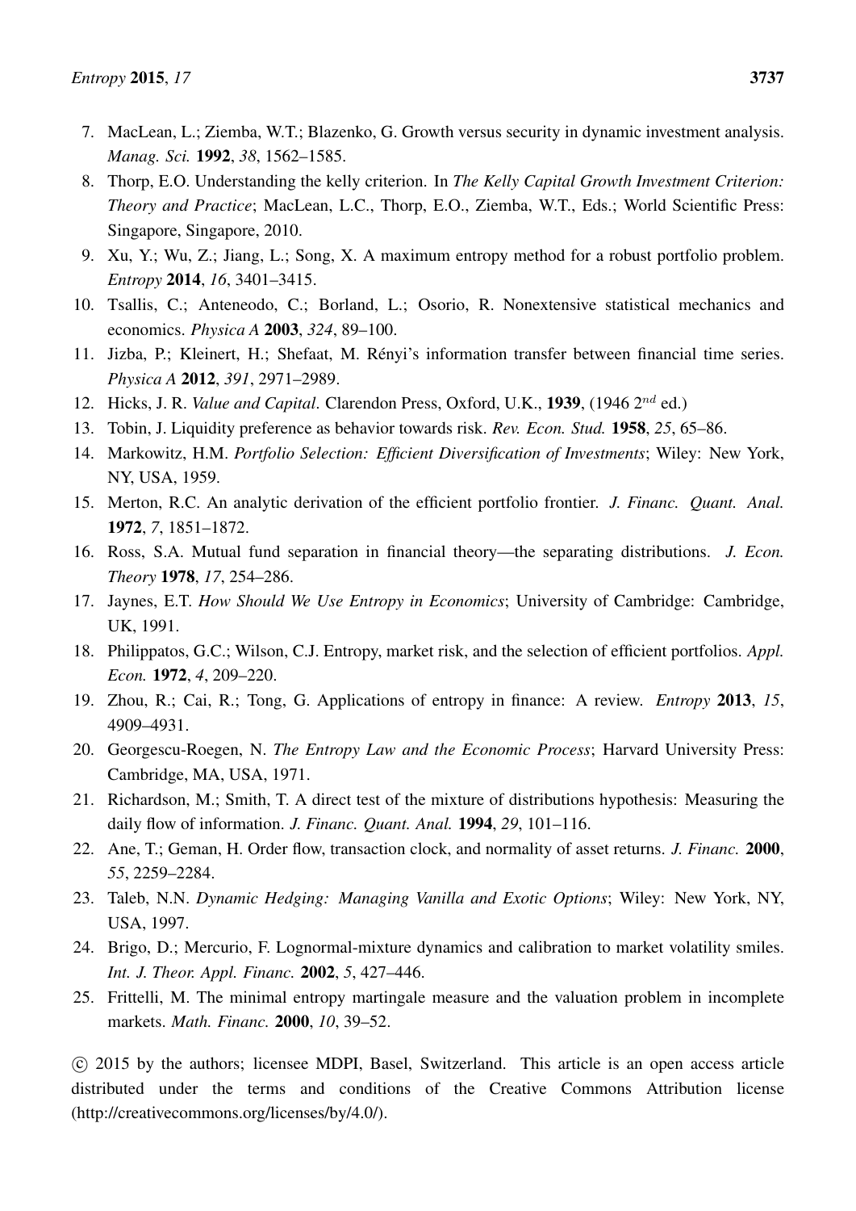7. MacLean, L.; Ziemba, W.T.; Blazenko, G. Growth versus security in dynamic investment analysis. *Manag. Sci.* **1992**, *38*, 1562–1585.
8. Thorp, E.O. Understanding the kelly criterion. In *The Kelly Capital Growth Investment Criterion: Theory and Practice*; MacLean, L.C., Thorp, E.O., Ziemba, W.T., Eds.; World Scientific Press: Singapore, Singapore, 2010.
9. Xu, Y.; Wu, Z.; Jiang, L.; Song, X. A maximum entropy method for a robust portfolio problem. *Entropy* **2014**, *16*, 3401–3415.
10. Tsallis, C.; Anteneodo, C.; Borland, L.; Osorio, R. Nonextensive statistical mechanics and economics. *Physica A* **2003**, *324*, 89–100.
11. Jizba, P.; Kleinert, H.; Shefaat, M. Rényi's information transfer between financial time series. *Physica A* **2012**, *391*, 2971–2989.
12. Hicks, J. R. *Value and Capital*. Clarendon Press, Oxford, U.K., **1939**, (1946 $2^{nd}$ ed.)
13. Tobin, J. Liquidity preference as behavior towards risk. *Rev. Econ. Stud.* **1958**, *25*, 65–86.
14. Markowitz, H.M. *Portfolio Selection: Efficient Diversification of Investments*; Wiley: New York, NY, USA, 1959.
15. Merton, R.C. An analytic derivation of the efficient portfolio frontier. *J. Financ. Quant. Anal.* **1972**, *7*, 1851–1872.
16. Ross, S.A. Mutual fund separation in financial theory—the separating distributions. *J. Econ. Theory* **1978**, *17*, 254–286.
17. Jaynes, E.T. *How Should We Use Entropy in Economics*; University of Cambridge: Cambridge, UK, 1991.
18. Philippatos, G.C.; Wilson, C.J. Entropy, market risk, and the selection of efficient portfolios. *Appl. Econ.* **1972**, *4*, 209–220.
19. Zhou, R.; Cai, R.; Tong, G. Applications of entropy in finance: A review. *Entropy* **2013**, *15*, 4909–4931.
20. Georgescu-Roegen, N. *The Entropy Law and the Economic Process*; Harvard University Press: Cambridge, MA, USA, 1971.
21. Richardson, M.; Smith, T. A direct test of the mixture of distributions hypothesis: Measuring the daily flow of information. *J. Financ. Quant. Anal.* **1994**, *29*, 101–116.
22. Ane, T.; Geman, H. Order flow, transaction clock, and normality of asset returns. *J. Financ.* **2000**, *55*, 2259–2284.
23. Taleb, N.N. *Dynamic Hedging: Managing Vanilla and Exotic Options*; Wiley: New York, NY, USA, 1997.
24. Brigo, D.; Mercurio, F. Lognormal-mixture dynamics and calibration to market volatility smiles. *Int. J. Theor. Appl. Financ.* **2002**, *5*, 427–446.
25. Frittelli, M. The minimal entropy martingale measure and the valuation problem in incomplete markets. *Math. Financ.* **2000**, *10*, 39–52.

© 2015 by the authors; licensee MDPI, Basel, Switzerland. This article is an open access article distributed under the terms and conditions of the Creative Commons Attribution license (http://creativecommons.org/licenses/by/4.0/).